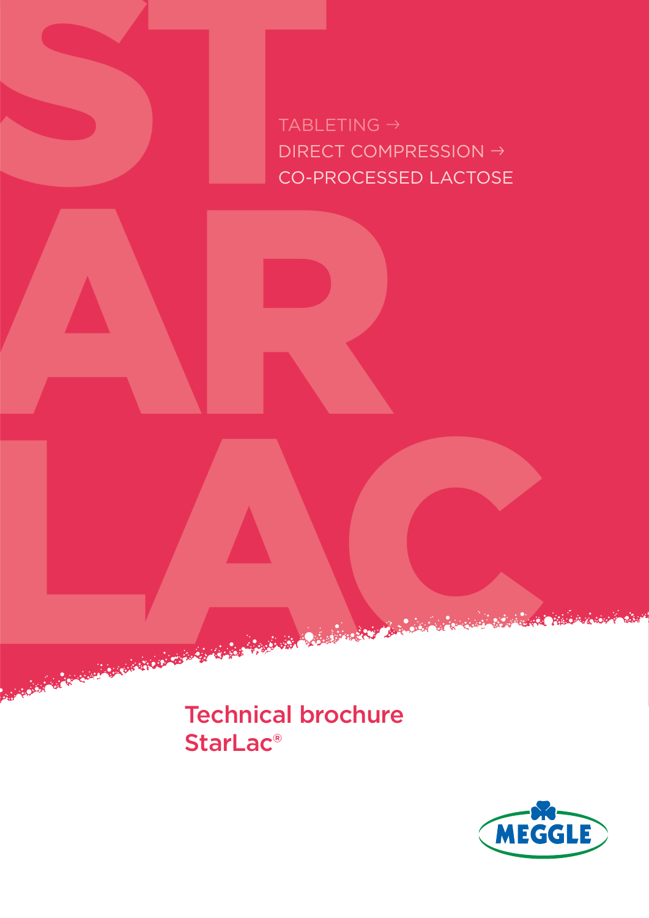TABLETING →
DIRECT COMPRESSION →
CO-PROCESSED LACTOSE

# Technical brochure StarLac®

MEGGLE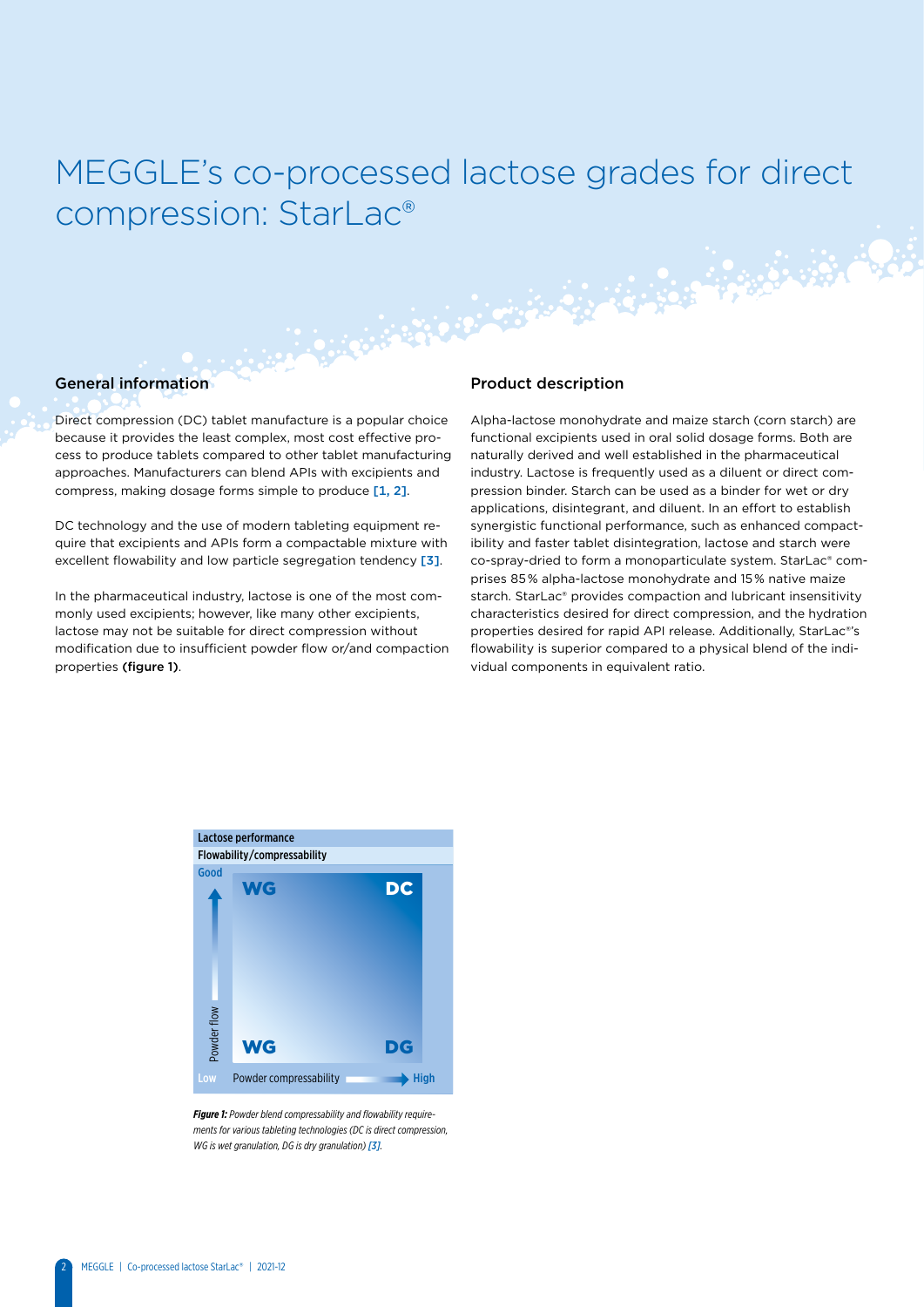# MEGGLE's co-processed lactose grades for direct compression: StarLac®

## General information

Direct compression (DC) tablet manufacture is a popular choice because it provides the least complex, most cost effective process to produce tablets compared to other tablet manufacturing approaches. Manufacturers can blend APIs with excipients and compress, making dosage forms simple to produce [1, 2].

DC technology and the use of modern tableting equipment require that excipients and APIs form a compactable mixture with excellent flowability and low particle segregation tendency [3].

In the pharmaceutical industry, lactose is one of the most commonly used excipients; however, like many other excipients, lactose may not be suitable for direct compression without modification due to insufficient powder flow or/and compaction properties **(figure 1)**.

Lactose performance

Flowability/compressability

Good

Powder flow

WG DC

WG DG

Low Powder compressability High

***Figure 1:*** *Powder blend compressability and flowability requirements for various tableting technologies (DC is direct compression, WG is wet granulation, DG is dry granulation) [3].*

## Product description

Alpha-lactose monohydrate and maize starch (corn starch) are functional excipients used in oral solid dosage forms. Both are naturally derived and well established in the pharmaceutical industry. Lactose is frequently used as a diluent or direct compression binder. Starch can be used as a binder for wet or dry applications, disintegrant, and diluent. In an effort to establish synergistic functional performance, such as enhanced compactibility and faster tablet disintegration, lactose and starch were co-spray-dried to form a monoparticulate system. StarLac® comprises 85 % alpha-lactose monohydrate and 15 % native maize starch. StarLac® provides compaction and lubricant insensitivity characteristics desired for direct compression, and the hydration properties desired for rapid API release. Additionally, StarLac®'s flowability is superior compared to a physical blend of the individual components in equivalent ratio.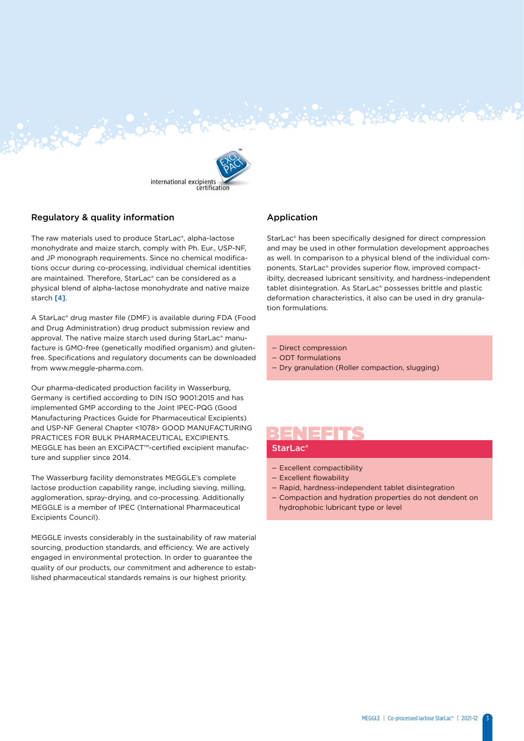## Regulatory & quality information

The raw materials used to produce StarLac®, alpha-lactose monohydrate and maize starch, comply with Ph. Eur., USP-NF, and JP monograph requirements. Since no chemical modifications occur during co-processing, individual chemical identities are maintained. Therefore, StarLac® can be considered as a physical blend of alpha-lactose monohydrate and native maize starch [4].

A StarLac® drug master file (DMF) is available during FDA (Food and Drug Administration) drug product submission review and approval. The native maize starch used during StarLac® manufacture is GMO-free (genetically modified organism) and gluten-free. Specifications and regulatory documents can be downloaded from www.meggle-pharma.com.

Our pharma-dedicated production facility in Wasserburg, Germany is certified according to DIN ISO 9001:2015 and has implemented GMP according to the Joint IPEC-PQG (Good Manufacturing Practices Guide for Pharmaceutical Excipients) and USP-NF General Chapter <1078> GOOD MANUFACTURING PRACTICES FOR BULK PHARMACEUTICAL EXCIPIENTS. MEGGLE has been an EXCiPACT™-certified excipient manufacture and supplier since 2014.

The Wasserburg facility demonstrates MEGGLE's complete lactose production capability range, including sieving, milling, agglomeration, spray-drying, and co-processing. Additionally MEGGLE is a member of IPEC (International Pharmaceutical Excipients Council).

MEGGLE invests considerably in the sustainability of raw material sourcing, production standards, and efficiency. We are actively engaged in environmental protection. In order to guarantee the quality of our products, our commitment and adherence to established pharmaceutical standards remains is our highest priority.

## Application

StarLac® has been specifically designed for direct compression and may be used in other formulation development approaches as well. In comparison to a physical blend of the individual components, StarLac® provides superior flow, improved compactibilty, decreased lubricant sensitivity, and hardness-independent tablet disintegration. As StarLac® possesses brittle and plastic deformation characteristics, it also can be used in dry granulation formulations.

- Direct compression
- ODT formulations
- Dry granulation (Roller compaction, slugging)

## BENEFITS

### StarLac®

- Excellent compactibility
- Excellent flowability
- Rapid, hardness-independent tablet disintegration
- Compaction and hydration properties do not dendent on hydrophobic lubricant type or level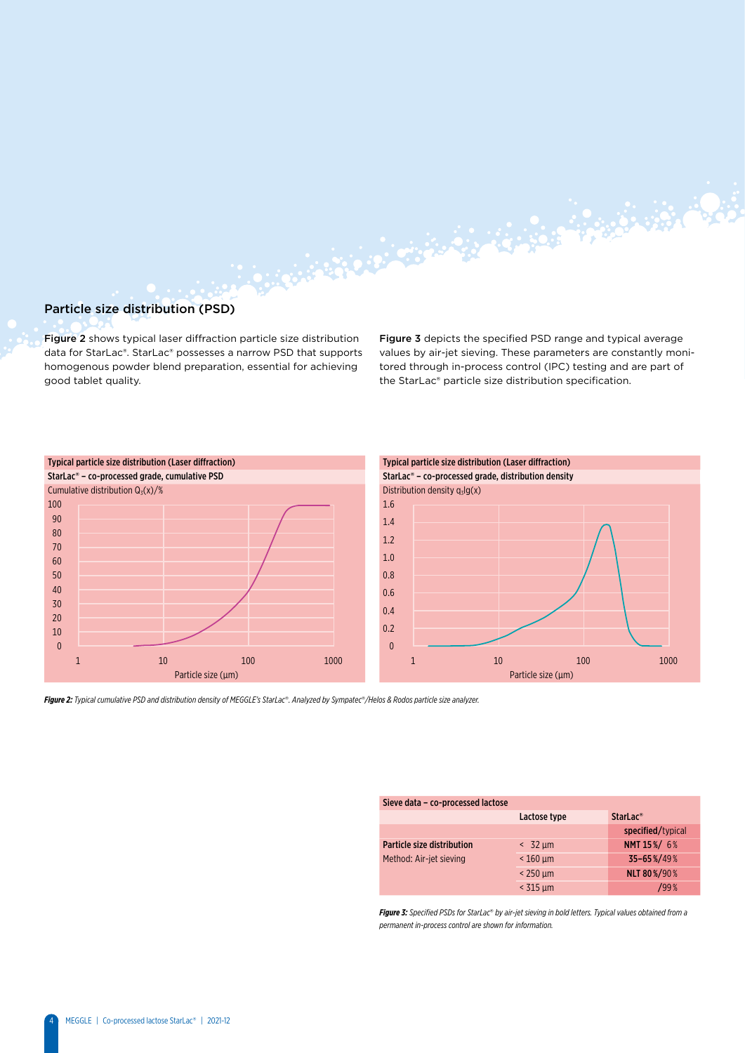## Particle size distribution (PSD)

**Figure 2** shows typical laser diffraction particle size distribution data for StarLac®. StarLac® possesses a narrow PSD that supports homogenous powder blend preparation, essential for achieving good tablet quality.

**Figure 3** depicts the specified PSD range and typical average values by air-jet sieving. These parameters are constantly monitored through in-process control (IPC) testing and are part of the StarLac® particle size distribution specification.

**Typical particle size distribution (Laser diffraction)**
**StarLac® – co-processed grade, cumulative PSD**

Cumulative distribution $Q_3(x)$/%

Particle size (µm)

**Typical particle size distribution (Laser diffraction)**
**StarLac® – co-processed grade, distribution density**

Distribution density $q_3lg(x)$

Particle size (µm)

***Figure 2:*** *Typical cumulative PSD and distribution density of MEGGLE's StarLac®. Analyzed by Sympatec®/Helos & Rodos particle size analyzer.*

**Sieve data – co-processed lactose**

| | Lactose type | StarLac® |
|---|---|---|
| | | **specified**/typical |
| **Particle size distribution** | < 32 µm | **NMT 15 %**/ 6 % |
| Method: Air-jet sieving | < 160 µm | **35–65 %**/49 % |
| | < 250 µm | **NLT 80 %**/90 % |
| | < 315 µm | /99 % |

***Figure 3:*** *Specified PSDs for StarLac® by air-jet sieving in bold letters. Typical values obtained from a permanent in-process control are shown for information.*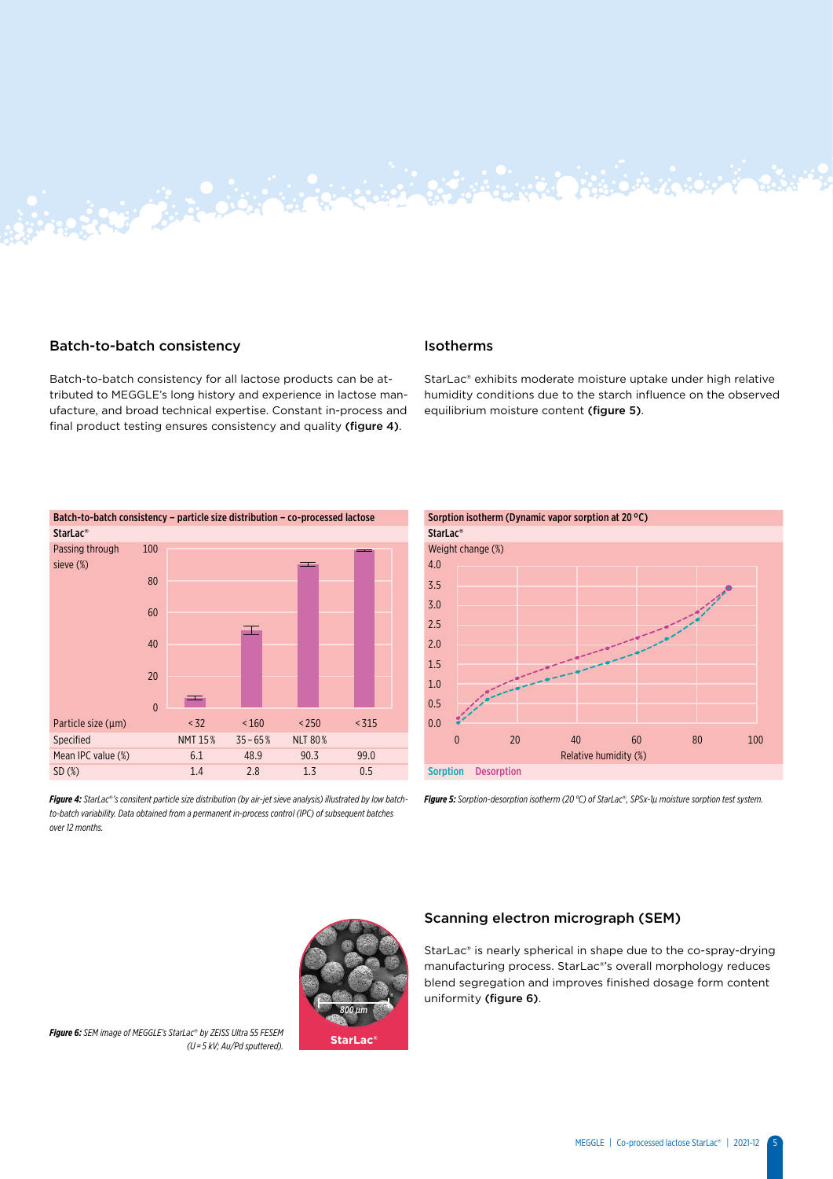## Batch-to-batch consistency

Batch-to-batch consistency for all lactose products can be attributed to MEGGLE's long history and experience in lactose manufacture, and broad technical expertise. Constant in-process and final product testing ensures consistency and quality **(figure 4)**.

**Batch-to-batch consistency – particle size distribution – co-processed lactose**

**StarLac®**

| Particle size (µm) | < 32 | < 160 | < 250 | < 315 |
|---|---|---|---|---|
| Specified | NMT 15 % | 35 – 65 % | NLT 80 % | |
| Mean IPC value (%) | 6.1 | 48.9 | 90.3 | 99.0 |
| SD (%) | 1.4 | 2.8 | 1.3 | 0.5 |

***Figure 4:*** *StarLac®'s consitent particle size distribution (by air-jet sieve analysis) illustrated by low batch-to-batch variability. Data obtained from a permanent in-process control (IPC) of subsequent batches over 12 months.*

## Isotherms

StarLac® exhibits moderate moisture uptake under high relative humidity conditions due to the starch influence on the observed equilibrium moisture content **(figure 5)**.

**Sorption isotherm (Dynamic vapor sorption at 20 °C)**

**StarLac®**

***Figure 5:*** *Sorption-desorption isotherm (20 °C) of StarLac®, SPSx-1µ moisture sorption test system.*

## Scanning electron micrograph (SEM)

StarLac® is nearly spherical in shape due to the co-spray-drying manufacturing process. StarLac®'s overall morphology reduces blend segregation and improves finished dosage form content uniformity **(figure 6)**.

***Figure 6:*** *SEM image of MEGGLE's StarLac® by ZEISS Ultra 55 FESEM (U = 5 kV; Au/Pd sputtered).*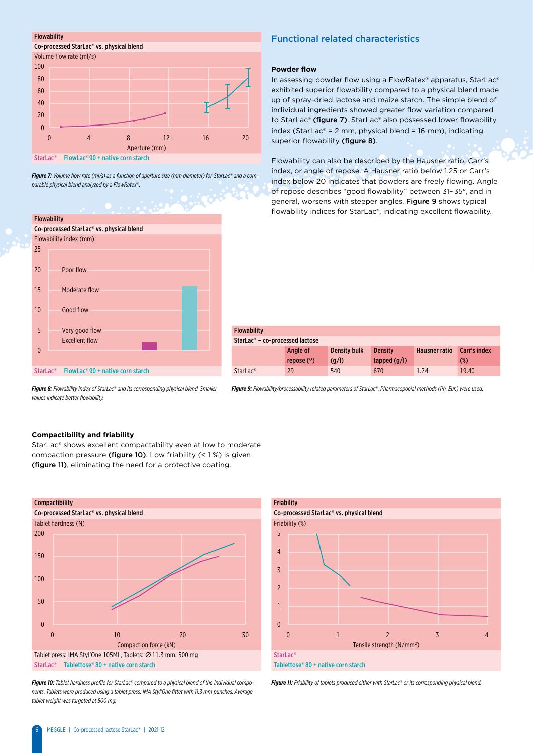## Functional related characteristics

### Powder flow

In assessing powder flow using a FlowRatex® apparatus, StarLac® exhibited superior flowability compared to a physical blend made up of spray-dried lactose and maize starch. The simple blend of individual ingredients showed greater flow variation compared to StarLac® **(figure 7)**. StarLac® also possessed lower flowability index (StarLac® = 2 mm, physical blend = 16 mm), indicating superior flowability **(figure 8)**.

Flowability can also be described by the Hausner ratio, Carr's index, or angle of repose. A Hausner ratio below 1.25 or Carr's index below 20 indicates that powders are freely flowing. Angle of repose describes "good flowability" between 31–35°, and in general, worsens with steeper angles. **Figure 9** shows typical flowability indices for StarLac®, indicating excellent flowability.

**Flowability**
Co-processed StarLac® vs. physical blend

*Figure 7: Volume flow rate (ml/s) as a function of aperture size (mm diameter) for StarLac® and a comparable physical blend analyzed by a FlowRatex®.*

**Flowability**
Co-processed StarLac® vs. physical blend

*Figure 8: Flowability index of StarLac® and its corresponding physical blend. Smaller values indicate better flowability.*

**Flowability**
StarLac® – co-processed lactose

| | Angle of repose (°) | Density bulk (g/l) | Density tapped (g/l) | Hausner ratio | Carr's index (%) |
|---|---|---|---|---|---|
| StarLac® | 29 | 540 | 670 | 1.24 | 19.40 |

*Figure 9: Flowability/processability related parameters of StarLac®. Pharmacopoeial methods (Ph. Eur.) were used.*

### Compactibility and friability

StarLac® shows excellent compactability even at low to moderate compaction pressure **(figure 10)**. Low friability (< 1 %) is given **(figure 11)**, eliminating the need for a protective coating.

**Compactibility**
Co-processed StarLac® vs. physical blend

Tablet press: IMA Styl'One 105ML, Tablets: Ø 11.3 mm, 500 mg

*Figure 10: Tablet hardness profile for StarLac® compared to a physical blend of the individual components. Tablets were produced using a tablet press: IMA Styl'One fitted with 11.3 mm punches. Average tablet weight was targeted at 500 mg.*

**Friability**
Co-processed StarLac® vs. physical blend

*Figure 11: Friability of tablets produced either with StarLac® or its corresponding physical blend.*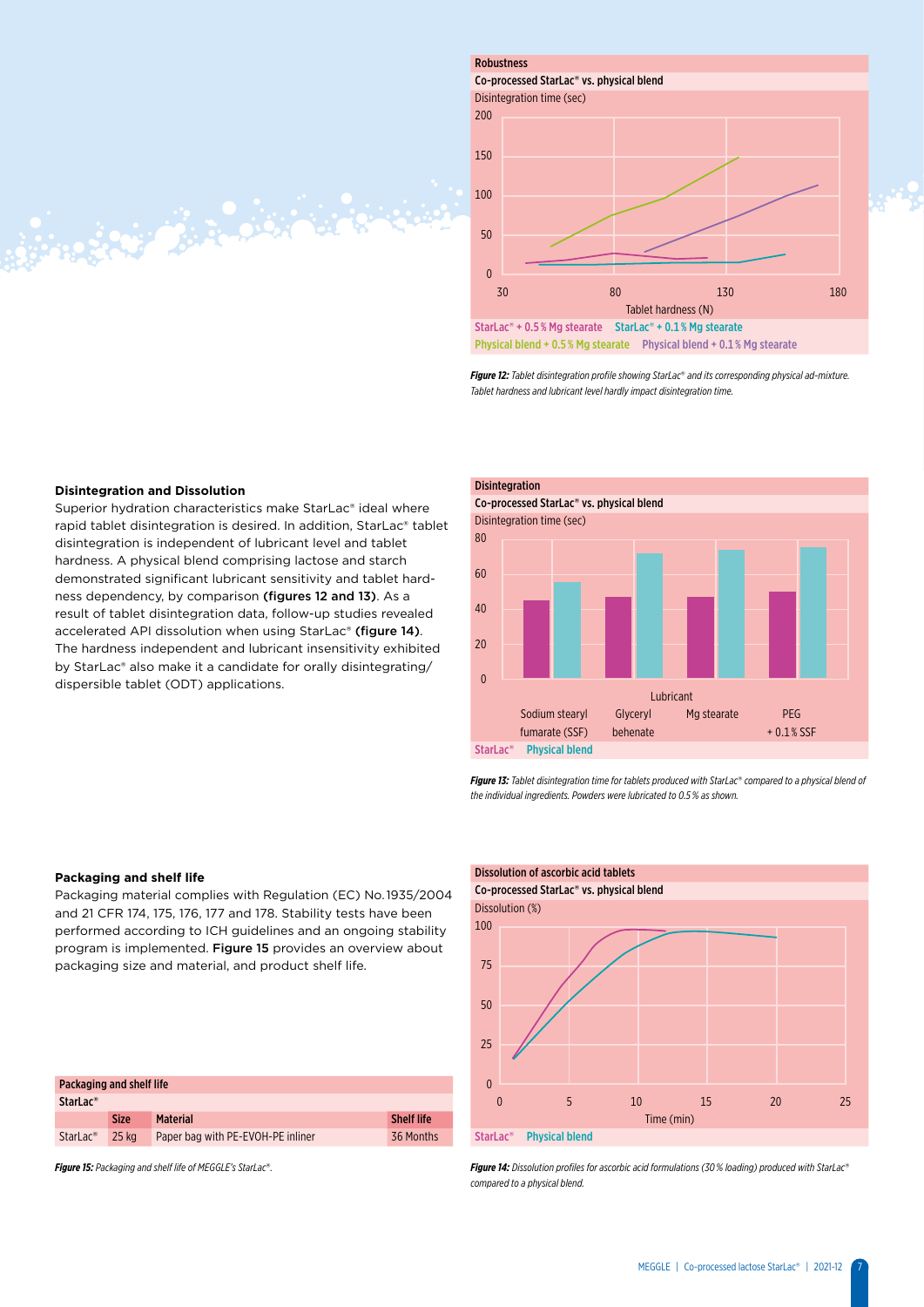**Robustness**

**Co-processed StarLac® vs. physical blend**

*Figure 12: Tablet disintegration profile showing StarLac® and its corresponding physical ad-mixture. Tablet hardness and lubricant level hardly impact disintegration time.*

### Disintegration and Dissolution

Superior hydration characteristics make StarLac® ideal where rapid tablet disintegration is desired. In addition, StarLac® tablet disintegration is independent of lubricant level and tablet hardness. A physical blend comprising lactose and starch demonstrated significant lubricant sensitivity and tablet hardness dependency, by comparison **(figures 12 and 13)**. As a result of tablet disintegration data, follow-up studies revealed accelerated API dissolution when using StarLac® **(figure 14)**. The hardness independent and lubricant insensitivity exhibited by StarLac® also make it a candidate for orally disintegrating/dispersible tablet (ODT) applications.

**Disintegration**

**Co-processed StarLac® vs. physical blend**

*Figure 13: Tablet disintegration time for tablets produced with StarLac® compared to a physical blend of the individual ingredients. Powders were lubricated to 0.5 % as shown.*

### Packaging and shelf life

Packaging material complies with Regulation (EC) No.1935/2004 and 21 CFR 174, 175, 176, 177 and 178. Stability tests have been performed according to ICH guidelines and an ongoing stability program is implemented. **Figure 15** provides an overview about packaging size and material, and product shelf life.

**Packaging and shelf life**

**StarLac®**

| | Size | Material | Shelf life |
|---|---|---|---|
| StarLac® | 25 kg | Paper bag with PE-EVOH-PE inliner | 36 Months |

*Figure 15: Packaging and shelf life of MEGGLE's StarLac®.*

**Dissolution of ascorbic acid tablets**

**Co-processed StarLac® vs. physical blend**

*Figure 14: Dissolution profiles for ascorbic acid formulations (30 % loading) produced with StarLac® compared to a physical blend.*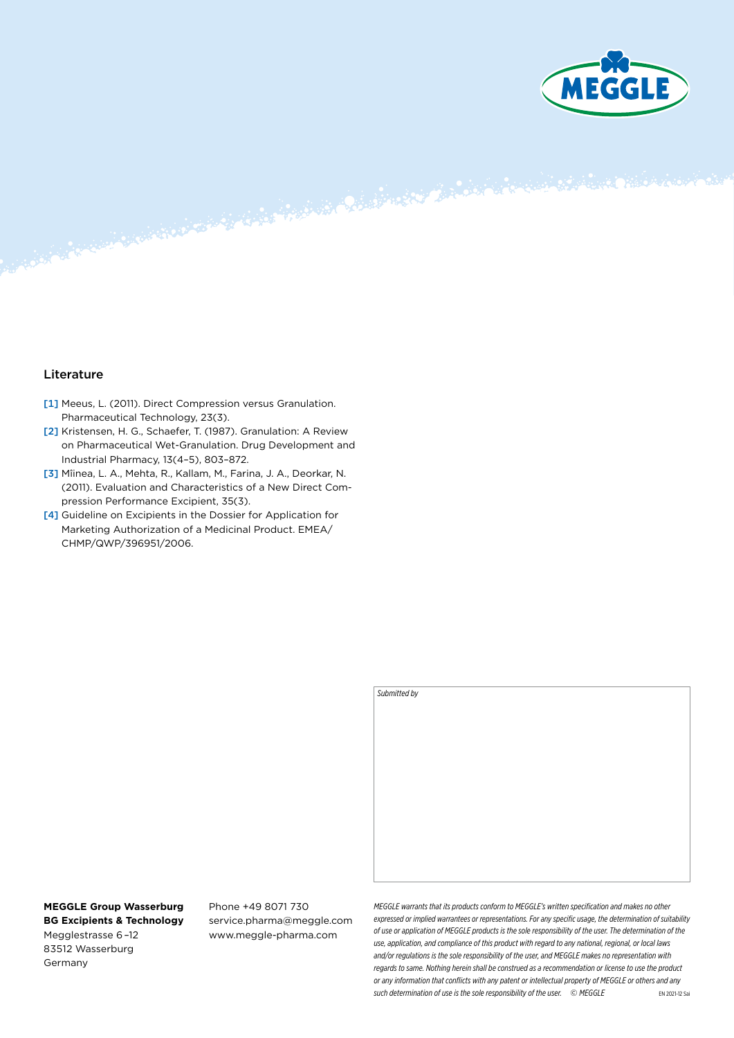## Literature

[1] Meeus, L. (2011). Direct Compression versus Granulation. Pharmaceutical Technology, 23(3).

[2] Kristensen, H. G., Schaefer, T. (1987). Granulation: A Review on Pharmaceutical Wet-Granulation. Drug Development and Industrial Pharmacy, 13(4–5), 803–872.

[3] Mîinea, L. A., Mehta, R., Kallam, M., Farina, J. A., Deorkar, N. (2011). Evaluation and Characteristics of a New Direct Compression Performance Excipient, 35(3).

[4] Guideline on Excipients in the Dossier for Application for Marketing Authorization of a Medicinal Product. EMEA/CHMP/QWP/396951/2006.

*Submitted by*

**MEGGLE Group Wasserburg**
**BG Excipients & Technology**
Megglestrasse 6–12
83512 Wasserburg
Germany

Phone +49 8071 730
service.pharma@meggle.com
www.meggle-pharma.com

*MEGGLE warrants that its products conform to MEGGLE's written specification and makes no other expressed or implied warrantees or representations. For any specific usage, the determination of suitability of use or application of MEGGLE products is the sole responsibility of the user. The determination of the use, application, and compliance of this product with regard to any national, regional, or local laws and/or regulations is the sole responsibility of the user, and MEGGLE makes no representation with regards to same. Nothing herein shall be construed as a recommendation or license to use the product or any information that conflicts with any patent or intellectual property of MEGGLE or others and any such determination of use is the sole responsibility of the user. © MEGGLE*

EN 2021-12 Sai